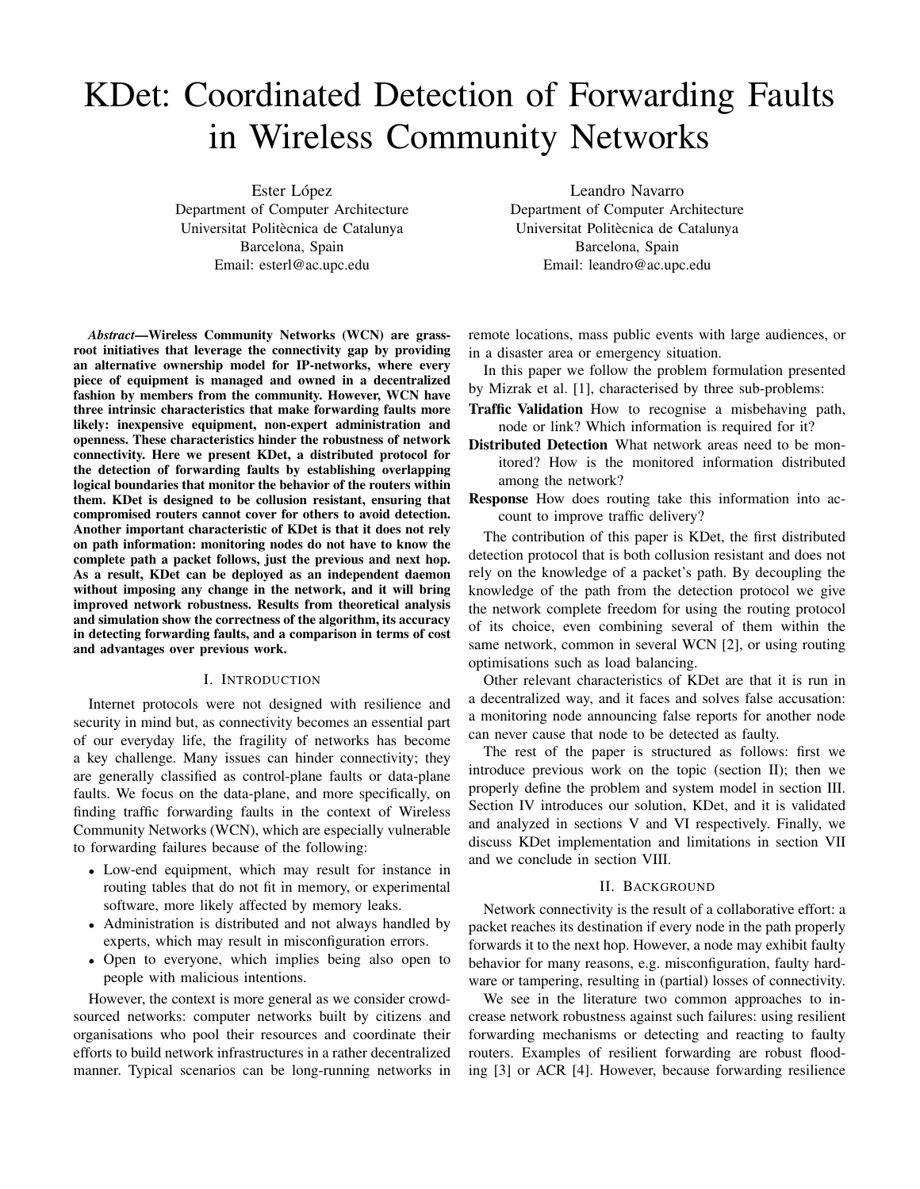# KDet: Coordinated Detection of Forwarding Faults in Wireless Community Networks

Ester López
Department of Computer Architecture
Universitat Politècnica de Catalunya
Barcelona, Spain
Email: esterl@ac.upc.edu

Leandro Navarro
Department of Computer Architecture
Universitat Politècnica de Catalunya
Barcelona, Spain
Email: leandro@ac.upc.edu

***Abstract*—Wireless Community Networks (WCN) are grassroot initiatives that leverage the connectivity gap by providing an alternative ownership model for IP-networks, where every piece of equipment is managed and owned in a decentralized fashion by members from the community. However, WCN have three intrinsic characteristics that make forwarding faults more likely: inexpensive equipment, non-expert administration and openness. These characteristics hinder the robustness of network connectivity. Here we present KDet, a distributed protocol for the detection of forwarding faults by establishing overlapping logical boundaries that monitor the behavior of the routers within them. KDet is designed to be collusion resistant, ensuring that compromised routers cannot cover for others to avoid detection. Another important characteristic of KDet is that it does not rely on path information: monitoring nodes do not have to know the complete path a packet follows, just the previous and next hop. As a result, KDet can be deployed as an independent daemon without imposing any change in the network, and it will bring improved network robustness. Results from theoretical analysis and simulation show the correctness of the algorithm, its accuracy in detecting forwarding faults, and a comparison in terms of cost and advantages over previous work.**

## I. Introduction

Internet protocols were not designed with resilience and security in mind but, as connectivity becomes an essential part of our everyday life, the fragility of networks has become a key challenge. Many issues can hinder connectivity; they are generally classified as control-plane faults or data-plane faults. We focus on the data-plane, and more specifically, on finding traffic forwarding faults in the context of Wireless Community Networks (WCN), which are especially vulnerable to forwarding failures because of the following:

- Low-end equipment, which may result for instance in routing tables that do not fit in memory, or experimental software, more likely affected by memory leaks.
- Administration is distributed and not always handled by experts, which may result in misconfiguration errors.
- Open to everyone, which implies being also open to people with malicious intentions.

However, the context is more general as we consider crowd-sourced networks: computer networks built by citizens and organisations who pool their resources and coordinate their efforts to build network infrastructures in a rather decentralized manner. Typical scenarios can be long-running networks in remote locations, mass public events with large audiences, or in a disaster area or emergency situation.

In this paper we follow the problem formulation presented by Mizrak et al. [1], characterised by three sub-problems:

**Traffic Validation** How to recognise a misbehaving path, node or link? Which information is required for it?

**Distributed Detection** What network areas need to be monitored? How is the monitored information distributed among the network?

**Response** How does routing take this information into account to improve traffic delivery?

The contribution of this paper is KDet, the first distributed detection protocol that is both collusion resistant and does not rely on the knowledge of a packet's path. By decoupling the knowledge of the path from the detection protocol we give the network complete freedom for using the routing protocol of its choice, even combining several of them within the same network, common in several WCN [2], or using routing optimisations such as load balancing.

Other relevant characteristics of KDet are that it is run in a decentralized way, and it faces and solves false accusation: a monitoring node announcing false reports for another node can never cause that node to be detected as faulty.

The rest of the paper is structured as follows: first we introduce previous work on the topic (section II); then we properly define the problem and system model in section III. Section IV introduces our solution, KDet, and it is validated and analyzed in sections V and VI respectively. Finally, we discuss KDet implementation and limitations in section VII and we conclude in section VIII.

## II. Background

Network connectivity is the result of a collaborative effort: a packet reaches its destination if every node in the path properly forwards it to the next hop. However, a node may exhibit faulty behavior for many reasons, e.g. misconfiguration, faulty hardware or tampering, resulting in (partial) losses of connectivity.

We see in the literature two common approaches to increase network robustness against such failures: using resilient forwarding mechanisms or detecting and reacting to faulty routers. Examples of resilient forwarding are robust flooding [3] or ACR [4]. However, because forwarding resilience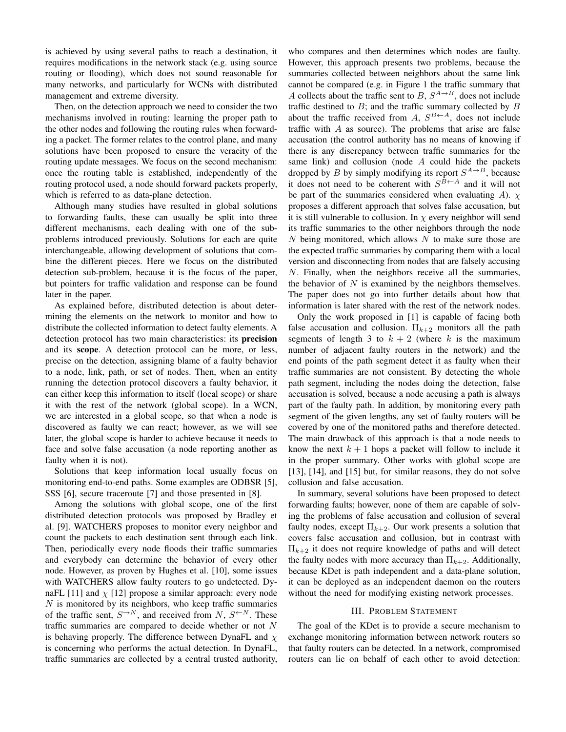is achieved by using several paths to reach a destination, it requires modifications in the network stack (e.g. using source routing or flooding), which does not sound reasonable for many networks, and particularly for WCNs with distributed management and extreme diversity.

Then, on the detection approach we need to consider the two mechanisms involved in routing: learning the proper path to the other nodes and following the routing rules when forwarding a packet. The former relates to the control plane, and many solutions have been proposed to ensure the veracity of the routing update messages. We focus on the second mechanism: once the routing table is established, independently of the routing protocol used, a node should forward packets properly, which is referred to as data-plane detection.

Although many studies have resulted in global solutions to forwarding faults, these can usually be split into three different mechanisms, each dealing with one of the sub-problems introduced previously. Solutions for each are quite interchangeable, allowing development of solutions that combine the different pieces. Here we focus on the distributed detection sub-problem, because it is the focus of the paper, but pointers for traffic validation and response can be found later in the paper.

As explained before, distributed detection is about determining the elements on the network to monitor and how to distribute the collected information to detect faulty elements. A detection protocol has two main characteristics: its **precision** and its **scope**. A detection protocol can be more, or less, precise on the detection, assigning blame of a faulty behavior to a node, link, path, or set of nodes. Then, when an entity running the detection protocol discovers a faulty behavior, it can either keep this information to itself (local scope) or share it with the rest of the network (global scope). In a WCN, we are interested in a global scope, so that when a node is discovered as faulty we can react; however, as we will see later, the global scope is harder to achieve because it needs to face and solve false accusation (a node reporting another as faulty when it is not).

Solutions that keep information local usually focus on monitoring end-to-end paths. Some examples are ODBSR [5], SSS [6], secure traceroute [7] and those presented in [8].

Among the solutions with global scope, one of the first distributed detection protocols was proposed by Bradley et al. [9]. WATCHERS proposes to monitor every neighbor and count the packets to each destination sent through each link. Then, periodically every node floods their traffic summaries and everybody can determine the behavior of every other node. However, as proven by Hughes et al. [10], some issues with WATCHERS allow faulty routers to go undetected. DynaFL [11] and $\chi$ [12] propose a similar approach: every node $N$ is monitored by its neighbors, who keep traffic summaries of the traffic sent, $S^{\rightarrow N}$, and received from $N$, $S^{\leftarrow N}$. These traffic summaries are compared to decide whether or not $N$ is behaving properly. The difference between DynaFL and $\chi$ is concerning who performs the actual detection. In DynaFL, traffic summaries are collected by a central trusted authority, who compares and then determines which nodes are faulty. However, this approach presents two problems, because the summaries collected between neighbors about the same link cannot be compared (e.g. in Figure 1 the traffic summary that $A$ collects about the traffic sent to $B$, $S^{A\rightarrow B}$, does not include traffic destined to $B$; and the traffic summary collected by $B$ about the traffic received from $A$, $S^{B\leftarrow A}$, does not include traffic with $A$ as source). The problems that arise are false accusation (the control authority has no means of knowing if there is any discrepancy between traffic summaries for the same link) and collusion (node $A$ could hide the packets dropped by $B$ by simply modifying its report $S^{A\rightarrow B}$, because it does not need to be coherent with $S^{B\leftarrow A}$ and it will not be part of the summaries considered when evaluating $A$). $\chi$ proposes a different approach that solves false accusation, but it is still vulnerable to collusion. In $\chi$ every neighbor will send its traffic summaries to the other neighbors through the node $N$ being monitored, which allows $N$ to make sure those are the expected traffic summaries by comparing them with a local version and disconnecting from nodes that are falsely accusing $N$. Finally, when the neighbors receive all the summaries, the behavior of $N$ is examined by the neighbors themselves. The paper does not go into further details about how that information is later shared with the rest of the network nodes.

Only the work proposed in [1] is capable of facing both false accusation and collusion. $\Pi_{k+2}$ monitors all the path segments of length 3 to $k+2$ (where $k$ is the maximum number of adjacent faulty routers in the network) and the end points of the path segment detect it as faulty when their traffic summaries are not consistent. By detecting the whole path segment, including the nodes doing the detection, false accusation is solved, because a node accusing a path is always part of the faulty path. In addition, by monitoring every path segment of the given lengths, any set of faulty routers will be covered by one of the monitored paths and therefore detected. The main drawback of this approach is that a node needs to know the next $k+1$ hops a packet will follow to include it in the proper summary. Other works with global scope are [13], [14], and [15] but, for similar reasons, they do not solve collusion and false accusation.

In summary, several solutions have been proposed to detect forwarding faults; however, none of them are capable of solving the problems of false accusation and collusion of several faulty nodes, except $\Pi_{k+2}$. Our work presents a solution that covers false accusation and collusion, but in contrast with $\Pi_{k+2}$ it does not require knowledge of paths and will detect the faulty nodes with more accuracy than $\Pi_{k+2}$. Additionally, because KDet is path independent and a data-plane solution, it can be deployed as an independent daemon on the routers without the need for modifying existing network processes.

## III. Problem Statement

The goal of the KDet is to provide a secure mechanism to exchange monitoring information between network routers so that faulty routers can be detected. In a network, compromised routers can lie on behalf of each other to avoid detection: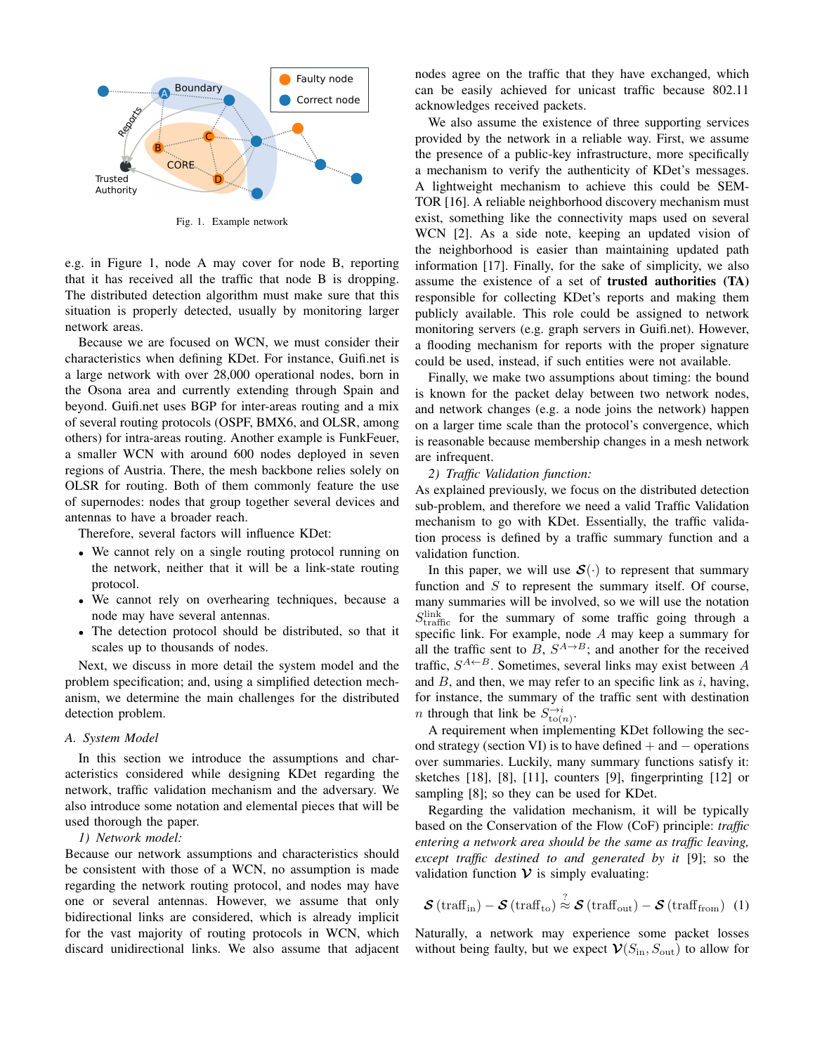Fig. 1. Example network

e.g. in Figure 1, node A may cover for node B, reporting that it has received all the traffic that node B is dropping. The distributed detection algorithm must make sure that this situation is properly detected, usually by monitoring larger network areas.

Because we are focused on WCN, we must consider their characteristics when defining KDet. For instance, Guifi.net is a large network with over 28,000 operational nodes, born in the Osona area and currently extending through Spain and beyond. Guifi.net uses BGP for inter-areas routing and a mix of several routing protocols (OSPF, BMX6, and OLSR, among others) for intra-areas routing. Another example is FunkFeuer, a smaller WCN with around 600 nodes deployed in seven regions of Austria. There, the mesh backbone relies solely on OLSR for routing. Both of them commonly feature the use of supernodes: nodes that group together several devices and antennas to have a broader reach.

Therefore, several factors will influence KDet:

- We cannot rely on a single routing protocol running on the network, neither that it will be a link-state routing protocol.
- We cannot rely on overhearing techniques, because a node may have several antennas.
- The detection protocol should be distributed, so that it scales up to thousands of nodes.

Next, we discuss in more detail the system model and the problem specification; and, using a simplified detection mechanism, we determine the main challenges for the distributed detection problem.

### A. System Model

In this section we introduce the assumptions and characteristics considered while designing KDet regarding the network, traffic validation mechanism and the adversary. We also introduce some notation and elemental pieces that will be used thorough the paper.

*1) Network model:*
Because our network assumptions and characteristics should be consistent with those of a WCN, no assumption is made regarding the network routing protocol, and nodes may have one or several antennas. However, we assume that only bidirectional links are considered, which is already implicit for the vast majority of routing protocols in WCN, which discard unidirectional links. We also assume that adjacent nodes agree on the traffic that they have exchanged, which can be easily achieved for unicast traffic because 802.11 acknowledges received packets.

We also assume the existence of three supporting services provided by the network in a reliable way. First, we assume the presence of a public-key infrastructure, more specifically a mechanism to verify the authenticity of KDet's messages. A lightweight mechanism to achieve this could be SEMTOR [16]. A reliable neighborhood discovery mechanism must exist, something like the connectivity maps used on several WCN [2]. As a side note, keeping an updated vision of the neighborhood is easier than maintaining updated path information [17]. Finally, for the sake of simplicity, we also assume the existence of a set of **trusted authorities (TA)** responsible for collecting KDet's reports and making them publicly available. This role could be assigned to network monitoring servers (e.g. graph servers in Guifi.net). However, a flooding mechanism for reports with the proper signature could be used, instead, if such entities were not available.

Finally, we make two assumptions about timing: the bound is known for the packet delay between two network nodes, and network changes (e.g. a node joins the network) happen on a larger time scale than the protocol's convergence, which is reasonable because membership changes in a mesh network are infrequent.

*2) Traffic Validation function:*
As explained previously, we focus on the distributed detection sub-problem, and therefore we need a valid Traffic Validation mechanism to go with KDet. Essentially, the traffic validation process is defined by a traffic summary function and a validation function.

In this paper, we will use $\boldsymbol{\mathcal{S}}(\cdot)$ to represent that summary function and $S$ to represent the summary itself. Of course, many summaries will be involved, so we will use the notation $S^{\text{link}}_{\text{traffic}}$ for the summary of some traffic going through a specific link. For example, node $A$ may keep a summary for all the traffic sent to $B$, $S^{A\to B}$; and another for the received traffic, $S^{A\leftarrow B}$. Sometimes, several links may exist between $A$ and $B$, and then, we may refer to an specific link as $i$, having, for instance, the summary of the traffic sent with destination $n$ through that link be $S^{\to i}_{\text{to}(n)}$.

A requirement when implementing KDet following the second strategy (section VI) is to have defined $+$ and $-$ operations over summaries. Luckily, many summary functions satisfy it: sketches [18], [8], [11], counters [9], fingerprinting [12] or sampling [8]; so they can be used for KDet.

Regarding the validation mechanism, it will be typically based on the Conservation of the Flow (CoF) principle: *traffic entering a network area should be the same as traffic leaving, except traffic destined to and generated by it* [9]; so the validation function $\boldsymbol{\mathcal{V}}$ is simply evaluating:

$$\boldsymbol{\mathcal{S}}\left(\text{traff}_{\text{in}}\right) - \boldsymbol{\mathcal{S}}\left(\text{traff}_{\text{to}}\right) \overset{?}{\approx} \boldsymbol{\mathcal{S}}\left(\text{traff}_{\text{out}}\right) - \boldsymbol{\mathcal{S}}\left(\text{traff}_{\text{from}}\right) \quad (1)$$

Naturally, a network may experience some packet losses without being faulty, but we expect $\boldsymbol{\mathcal{V}}(S_{\text{in}}, S_{\text{out}})$ to allow for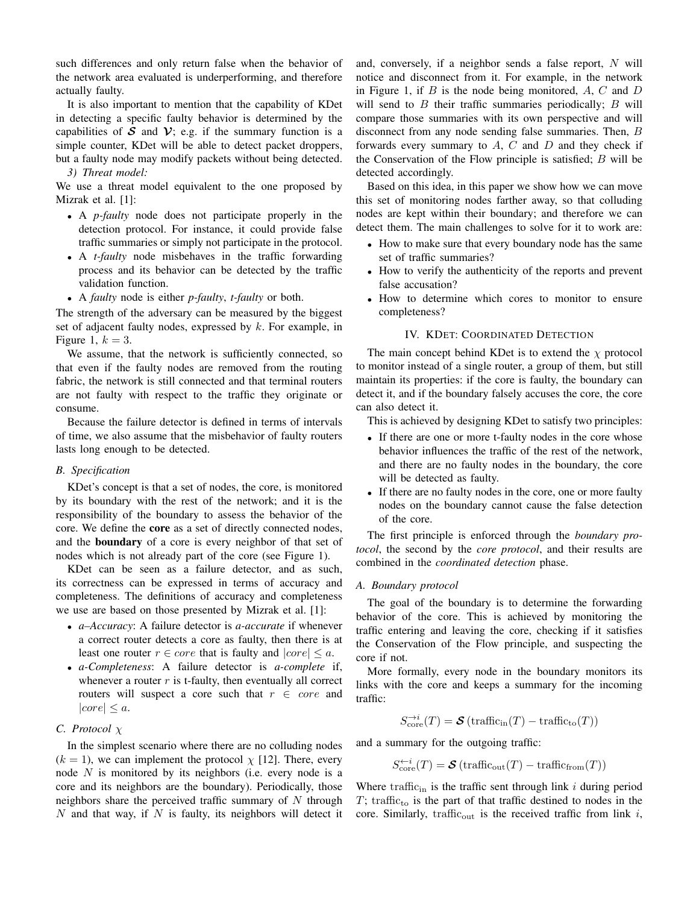such differences and only return false when the behavior of the network area evaluated is underperforming, and therefore actually faulty.

It is also important to mention that the capability of KDet in detecting a specific faulty behavior is determined by the capabilities of $\boldsymbol{\mathcal{S}}$ and $\boldsymbol{\mathcal{V}}$; e.g. if the summary function is a simple counter, KDet will be able to detect packet droppers, but a faulty node may modify packets without being detected.

*3) Threat model:*

We use a threat model equivalent to the one proposed by Mizrak et al. [1]:

- A *p-faulty* node does not participate properly in the detection protocol. For instance, it could provide false traffic summaries or simply not participate in the protocol.
- A *t-faulty* node misbehaves in the traffic forwarding process and its behavior can be detected by the traffic validation function.
- A *faulty* node is either *p-faulty*, *t-faulty* or both.

The strength of the adversary can be measured by the biggest set of adjacent faulty nodes, expressed by $k$. For example, in Figure 1, $k = 3$.

We assume, that the network is sufficiently connected, so that even if the faulty nodes are removed from the routing fabric, the network is still connected and that terminal routers are not faulty with respect to the traffic they originate or consume.

Because the failure detector is defined in terms of intervals of time, we also assume that the misbehavior of faulty routers lasts long enough to be detected.

### B. Specification

KDet's concept is that a set of nodes, the core, is monitored by its boundary with the rest of the network; and it is the responsibility of the boundary to assess the behavior of the core. We define the **core** as a set of directly connected nodes, and the **boundary** of a core is every neighbor of that set of nodes which is not already part of the core (see Figure 1).

KDet can be seen as a failure detector, and as such, its correctness can be expressed in terms of accuracy and completeness. The definitions of accuracy and completeness we use are based on those presented by Mizrak et al. [1]:

- *a–Accuracy*: A failure detector is *a-accurate* if whenever a correct router detects a core as faulty, then there is at least one router $r \in core$ that is faulty and $|core| \leq a$.
- *a-Completeness*: A failure detector is *a-complete* if, whenever a router $r$ is t-faulty, then eventually all correct routers will suspect a core such that $r \in core$ and $|core| \leq a$.

### C. Protocol $\chi$

In the simplest scenario where there are no colluding nodes ($k = 1$), we can implement the protocol $\chi$ [12]. There, every node $N$ is monitored by its neighbors (i.e. every node is a core and its neighbors are the boundary). Periodically, those neighbors share the perceived traffic summary of $N$ through $N$ and that way, if $N$ is faulty, its neighbors will detect it and, conversely, if a neighbor sends a false report, $N$ will notice and disconnect from it. For example, in the network in Figure 1, if $B$ is the node being monitored, $A$, $C$ and $D$ will send to $B$ their traffic summaries periodically; $B$ will compare those summaries with its own perspective and will disconnect from any node sending false summaries. Then, $B$ forwards every summary to $A$, $C$ and $D$ and they check if the Conservation of the Flow principle is satisfied; $B$ will be detected accordingly.

Based on this idea, in this paper we show how we can move this set of monitoring nodes farther away, so that colluding nodes are kept within their boundary; and therefore we can detect them. The main challenges to solve for it to work are:

- How to make sure that every boundary node has the same set of traffic summaries?
- How to verify the authenticity of the reports and prevent false accusation?
- How to determine which cores to monitor to ensure completeness?

## IV. KDet: Coordinated Detection

The main concept behind KDet is to extend the $\chi$ protocol to monitor instead of a single router, a group of them, but still maintain its properties: if the core is faulty, the boundary can detect it, and if the boundary falsely accuses the core, the core can also detect it.

This is achieved by designing KDet to satisfy two principles:

- If there are one or more t-faulty nodes in the core whose behavior influences the traffic of the rest of the network, and there are no faulty nodes in the boundary, the core will be detected as faulty.
- If there are no faulty nodes in the core, one or more faulty nodes on the boundary cannot cause the false detection of the core.

The first principle is enforced through the *boundary protocol*, the second by the *core protocol*, and their results are combined in the *coordinated detection* phase.

### A. Boundary protocol

The goal of the boundary is to determine the forwarding behavior of the core. This is achieved by monitoring the traffic entering and leaving the core, checking if it satisfies the Conservation of the Flow principle, and suspecting the core if not.

More formally, every node in the boundary monitors its links with the core and keeps a summary for the incoming traffic:

$$S^{\rightarrow i}_{\text{core}}(T) = \boldsymbol{\mathcal{S}}\left(\text{traffic}_{\text{in}}(T) - \text{traffic}_{\text{to}}(T)\right)$$

and a summary for the outgoing traffic:

$$S^{\leftarrow i}_{\text{core}}(T) = \boldsymbol{\mathcal{S}}\left(\text{traffic}_{\text{out}}(T) - \text{traffic}_{\text{from}}(T)\right)$$

Where $\text{traffic}_{\text{in}}$ is the traffic sent through link $i$ during period $T$; $\text{traffic}_{\text{to}}$ is the part of that traffic destined to nodes in the core. Similarly, $\text{traffic}_{\text{out}}$ is the received traffic from link $i$,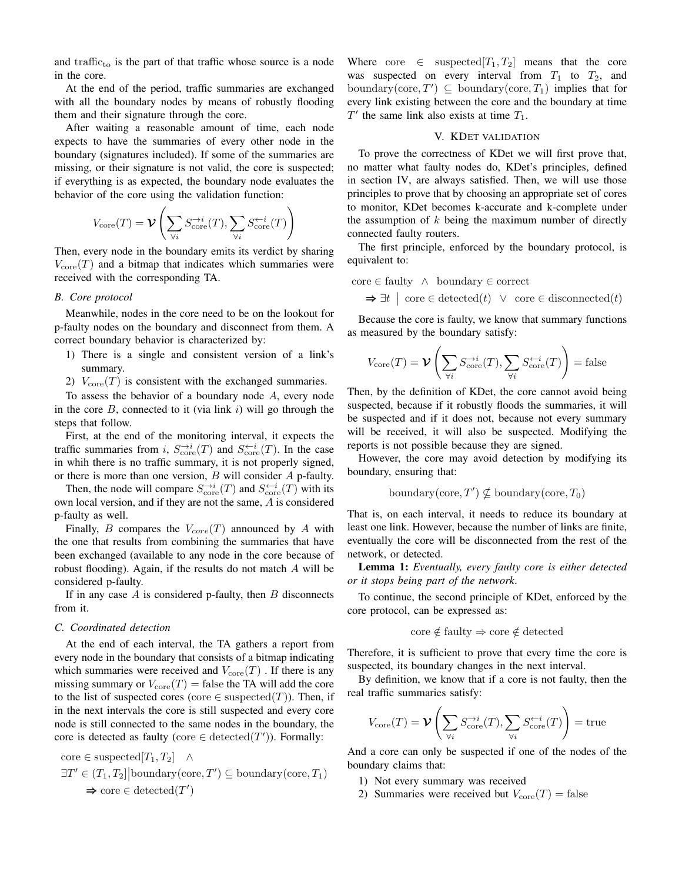and $\text{traffic}_{\text{to}}$ is the part of that traffic whose source is a node in the core.

At the end of the period, traffic summaries are exchanged with all the boundary nodes by means of robustly flooding them and their signature through the core.

After waiting a reasonable amount of time, each node expects to have the summaries of every other node in the boundary (signatures included). If some of the summaries are missing, or their signature is not valid, the core is suspected; if everything is as expected, the boundary node evaluates the behavior of the core using the validation function:

$$V_{\text{core}}(T) = \boldsymbol{\mathcal{V}}\left(\sum_{\forall i} S^{\rightarrow i}_{\text{core}}(T), \sum_{\forall i} S^{\leftarrow i}_{\text{core}}(T)\right)$$

Then, every node in the boundary emits its verdict by sharing $V_{\text{core}}(T)$ and a bitmap that indicates which summaries were received with the corresponding TA.

### B. Core protocol

Meanwhile, nodes in the core need to be on the lookout for p-faulty nodes on the boundary and disconnect from them. A correct boundary behavior is characterized by:

1) There is a single and consistent version of a link's summary.
2) $V_{\text{core}}(T)$ is consistent with the exchanged summaries.

To assess the behavior of a boundary node $A$, every node in the core $B$, connected to it (via link $i$) will go through the steps that follow.

First, at the end of the monitoring interval, it expects the traffic summaries from $i$, $S^{\rightarrow i}_{\text{core}}(T)$ and $S^{\leftarrow i}_{\text{core}}(T)$. In the case in whih there is no traffic summary, it is not properly signed, or there is more than one version, $B$ will consider $A$ p-faulty.

Then, the node will compare $S^{\rightarrow i}_{\text{core}}(T)$ and $S^{\leftarrow i}_{\text{core}}(T)$ with its own local version, and if they are not the same, $A$ is considered p-faulty as well.

Finally, $B$ compares the $V_{core}(T)$ announced by $A$ with the one that results from combining the summaries that have been exchanged (available to any node in the core because of robust flooding). Again, if the results do not match $A$ will be considered p-faulty.

If in any case $A$ is considered p-faulty, then $B$ disconnects from it.

### C. Coordinated detection

At the end of each interval, the TA gathers a report from every node in the boundary that consists of a bitmap indicating which summaries were received and $V_{\text{core}}(T)$ . If there is any missing summary or $V_{\text{core}}(T) = \text{false}$ the TA will add the core to the list of suspected cores ($\text{core} \in \text{suspected}(T)$). Then, if in the next intervals the core is still suspected and every core node is still connected to the same nodes in the boundary, the core is detected as faulty ($\text{core} \in \text{detected}(T')$). Formally:

$$\begin{aligned}
&\text{core} \in \text{suspected}[T_1, T_2] \quad \wedge \\
&\exists T' \in (T_1, T_2] \big| \text{boundary}(\text{core}, T') \subseteq \text{boundary}(\text{core}, T_1) \\
&\qquad \Rightarrow \text{core} \in \text{detected}(T')
\end{aligned}$$

Where $\text{core} \in \text{suspected}[T_1, T_2]$ means that the core was suspected on every interval from $T_1$ to $T_2$, and $\text{boundary}(\text{core}, T') \subseteq \text{boundary}(\text{core}, T_1)$ implies that for every link existing between the core and the boundary at time $T'$ the same link also exists at time $T_1$.

## V. KDet validation

To prove the correctness of KDet we will first prove that, no matter what faulty nodes do, KDet's principles, defined in section IV, are always satisfied. Then, we will use those principles to prove that by choosing an appropriate set of cores to monitor, KDet becomes k-accurate and k-complete under the assumption of $k$ being the maximum number of directly connected faulty routers.

The first principle, enforced by the boundary protocol, is equivalent to:

$$\begin{aligned}
&\text{core} \in \text{faulty} \quad \wedge \quad \text{boundary} \in \text{correct} \\
&\quad \Rightarrow \exists t \;\big|\; \text{core} \in \text{detected}(t) \quad \vee \quad \text{core} \in \text{disconnected}(t)
\end{aligned}$$

Because the core is faulty, we know that summary functions as measured by the boundary satisfy:

$$V_{\text{core}}(T) = \boldsymbol{\mathcal{V}}\left(\sum_{\forall i} S^{\rightarrow i}_{\text{core}}(T), \sum_{\forall i} S^{\leftarrow i}_{\text{core}}(T)\right) = \text{false}$$

Then, by the definition of KDet, the core cannot avoid being suspected, because if it robustly floods the summaries, it will be suspected and if it does not, because not every summary will be received, it will also be suspected. Modifying the reports is not possible because they are signed.

However, the core may avoid detection by modifying its boundary, ensuring that:

$$\text{boundary}(\text{core}, T') \nsubseteq \text{boundary}(\text{core}, T_0)$$

That is, on each interval, it needs to reduce its boundary at least one link. However, because the number of links are finite, eventually the core will be disconnected from the rest of the network, or detected.

**Lemma 1:** *Eventually, every faulty core is either detected or it stops being part of the network.*

To continue, the second principle of KDet, enforced by the core protocol, can be expressed as:

$$\text{core} \notin \text{faulty} \Rightarrow \text{core} \notin \text{detected}$$

Therefore, it is sufficient to prove that every time the core is suspected, its boundary changes in the next interval.

By definition, we know that if a core is not faulty, then the real traffic summaries satisfy:

$$V_{\text{core}}(T) = \boldsymbol{\mathcal{V}}\left(\sum_{\forall i} S^{\rightarrow i}_{\text{core}}(T), \sum_{\forall i} S^{\leftarrow i}_{\text{core}}(T)\right) = \text{true}$$

And a core can only be suspected if one of the nodes of the boundary claims that:

1) Not every summary was received
2) Summaries were received but $V_{\text{core}}(T) = \text{false}$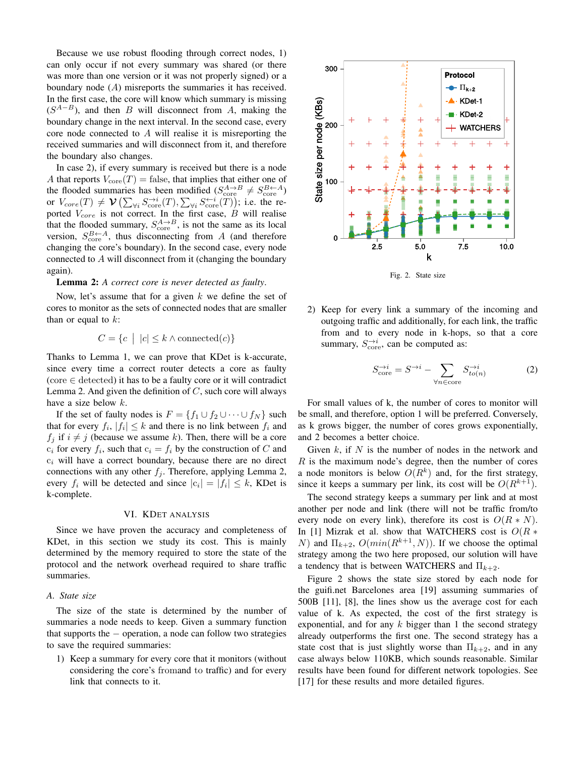Because we use robust flooding through correct nodes, 1) can only occur if not every summary was shared (or there was more than one version or it was not properly signed) or a boundary node ($A$) misreports the summaries it has received. In the first case, the core will know which summary is missing ($S^{A-B}$), and then $B$ will disconnect from $A$, making the boundary change in the next interval. In the second case, every core node connected to $A$ will realise it is misreporting the received summaries and will disconnect from it, and therefore the boundary also changes.

In case 2), if every summary is received but there is a node $A$ that reports $V_{\text{core}}(T) = \text{false}$, that implies that either one of the flooded summaries has been modified ($S^{A\to B}_{\text{core}} \neq S^{B\leftarrow A}_{\text{core}}$) or $V_{core}(T) \neq \mathcal{V}\left(\sum_{\forall i} S^{\to i}_{\text{core}}(T), \sum_{\forall i} S^{\leftarrow i}_{\text{core}}(T)\right)$; i.e. the reported $V_{core}$ is not correct. In the first case, $B$ will realise that the flooded summary, $S^{A\to B}_{\text{core}}$, is not the same as its local version, $S^{B\leftarrow A}_{\text{core}}$, thus disconnecting from $A$ (and therefore changing the core's boundary). In the second case, every node connected to $A$ will disconnect from it (changing the boundary again).

**Lemma 2:** *A correct core is never detected as faulty.*

Now, let's assume that for a given $k$ we define the set of cores to monitor as the sets of connected nodes that are smaller than or equal to $k$:

$$C = \{c \mid |c| \leq k \wedge \text{connected}(c)\}$$

Thanks to Lemma 1, we can prove that KDet is k-accurate, since every time a correct router detects a core as faulty ($\text{core} \in \text{detected}$) it has to be a faulty core or it will contradict Lemma 2. And given the definition of $C$, such core will always have a size below $k$.

If the set of faulty nodes is $F = \{f_1 \cup f_2 \cup \cdots \cup f_N\}$ such that for every $f_i$, $|f_i| \leq k$ and there is no link between $f_i$ and $f_j$ if $i \neq j$ (because we assume $k$). Then, there will be a core $c_i$ for every $f_i$, such that $c_i = f_i$ by the construction of $C$ and $c_i$ will have a correct boundary, because there are no direct connections with any other $f_j$. Therefore, applying Lemma 2, every $f_i$ will be detected and since $|c_i| = |f_i| \leq k$, KDet is k-complete.

## VI. KDet Analysis

Since we have proven the accuracy and completeness of KDet, in this section we study its cost. This is mainly determined by the memory required to store the state of the protocol and the network overhead required to share traffic summaries.

### A. State size

The size of the state is determined by the number of summaries a node needs to keep. Given a summary function that supports the $-$ operation, a node can follow two strategies to save the required summaries:

1) Keep a summary for every core that it monitors (without considering the core's fromand to traffic) and for every link that connects to it.

Fig. 2. State size

2) Keep for every link a summary of the incoming and outgoing traffic and additionally, for each link, the traffic from and to every node in k-hops, so that a core summary, $S^{\to i}_{\text{core}}$, can be computed as:

$$S^{\to i}_{\text{core}} = S^{\to i} - \sum_{\forall n \in \text{core}} S^{\to i}_{to(n)} \tag{2}$$

For small values of k, the number of cores to monitor will be small, and therefore, option 1 will be preferred. Conversely, as k grows bigger, the number of cores grows exponentially, and 2 becomes a better choice.

Given $k$, if $N$ is the number of nodes in the network and $R$ is the maximum node's degree, then the number of cores a node monitors is below $O(R^k)$ and, for the first strategy, since it keeps a summary per link, its cost will be $O(R^{k+1})$.

The second strategy keeps a summary per link and at most another per node and link (there will not be traffic from/to every node on every link), therefore its cost is $O(R * N)$. In [1] Mizrak et al. show that WATCHERS cost is $O(R * N)$ and $\Pi_{k+2}$, $O(min(R^{k+1}, N))$. If we choose the optimal strategy among the two here proposed, our solution will have a tendency that is between WATCHERS and $\Pi_{k+2}$.

Figure 2 shows the state size stored by each node for the guifi.net Barcelones area [19] assuming summaries of 500B [11], [8], the lines show us the average cost for each value of k. As expected, the cost of the first strategy is exponential, and for any $k$ bigger than 1 the second strategy already outperforms the first one. The second strategy has a state cost that is just slightly worse than $\Pi_{k+2}$, and in any case always below 110KB, which sounds reasonable. Similar results have been found for different network topologies. See [17] for these results and more detailed figures.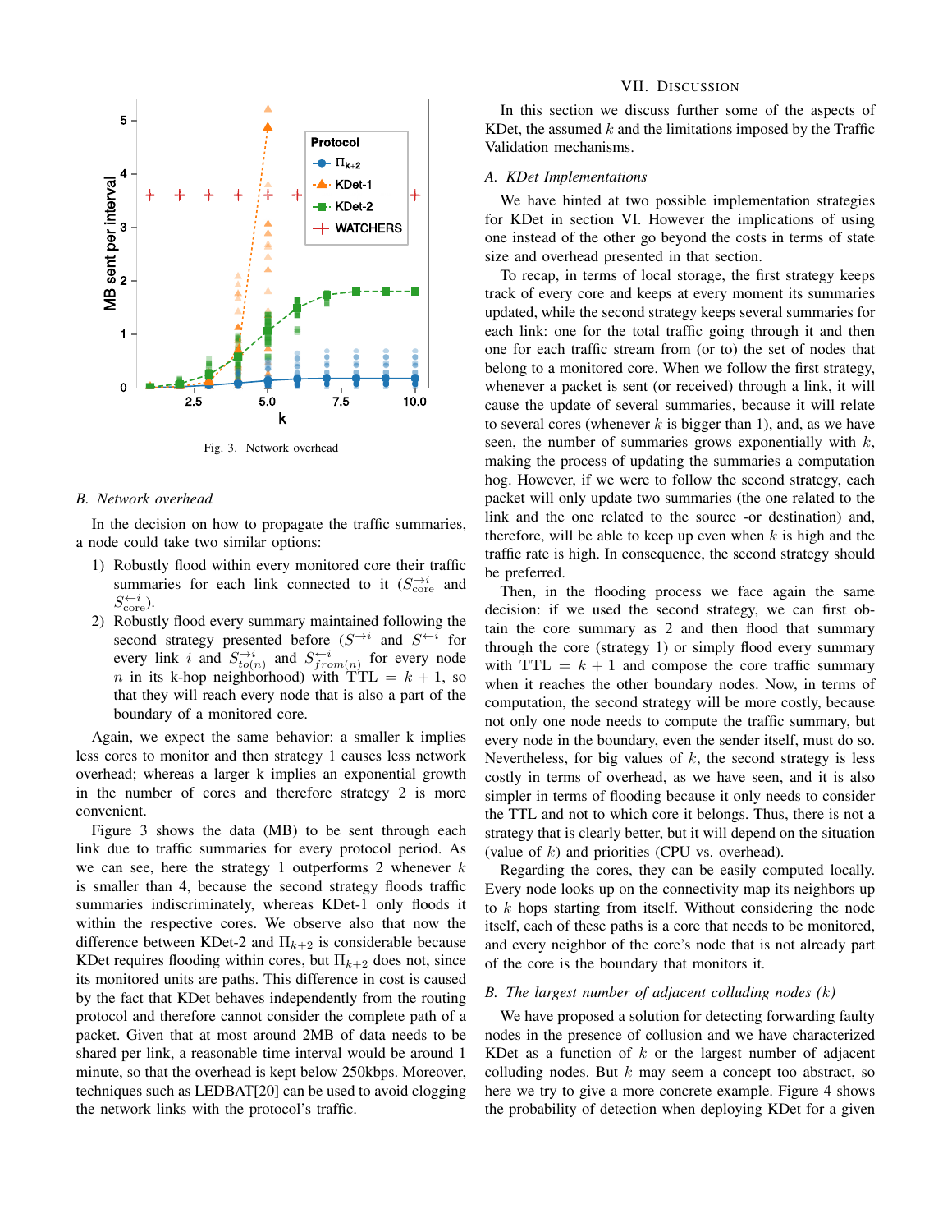Protocol
$\Pi_{k+2}$
KDet-1
KDet-2
WATCHERS

MB sent per interval

0
1
2
3
4
5

k

2.5
5.0
7.5
10.0

Fig. 3. Network overhead

### B. Network overhead

In the decision on how to propagate the traffic summaries, a node could take two similar options:

1) Robustly flood within every monitored core their traffic summaries for each link connected to it ($S^{\to i}_{\text{core}}$ and $S^{\leftarrow i}_{\text{core}}$).
2) Robustly flood every summary maintained following the second strategy presented before ($S^{\to i}$ and $S^{\leftarrow i}$ for every link $i$ and $S^{\to i}_{to(n)}$ and $S^{\leftarrow i}_{from(n)}$ for every node $n$ in its k-hop neighborhood) with $\text{TTL} = k + 1$, so that they will reach every node that is also a part of the boundary of a monitored core.

Again, we expect the same behavior: a smaller k implies less cores to monitor and then strategy 1 causes less network overhead; whereas a larger k implies an exponential growth in the number of cores and therefore strategy 2 is more convenient.

Figure 3 shows the data (MB) to be sent through each link due to traffic summaries for every protocol period. As we can see, here the strategy 1 outperforms 2 whenever $k$ is smaller than 4, because the second strategy floods traffic summaries indiscriminately, whereas KDet-1 only floods it within the respective cores. We observe also that now the difference between KDet-2 and $\Pi_{k+2}$ is considerable because KDet requires flooding within cores, but $\Pi_{k+2}$ does not, since its monitored units are paths. This difference in cost is caused by the fact that KDet behaves independently from the routing protocol and therefore cannot consider the complete path of a packet. Given that at most around 2MB of data needs to be shared per link, a reasonable time interval would be around 1 minute, so that the overhead is kept below 250kbps. Moreover, techniques such as LEDBAT[20] can be used to avoid clogging the network links with the protocol's traffic.

## VII. Discussion

In this section we discuss further some of the aspects of KDet, the assumed $k$ and the limitations imposed by the Traffic Validation mechanisms.

### A. KDet Implementations

We have hinted at two possible implementation strategies for KDet in section VI. However the implications of using one instead of the other go beyond the costs in terms of state size and overhead presented in that section.

To recap, in terms of local storage, the first strategy keeps track of every core and keeps at every moment its summaries updated, while the second strategy keeps several summaries for each link: one for the total traffic going through it and then one for each traffic stream from (or to) the set of nodes that belong to a monitored core. When we follow the first strategy, whenever a packet is sent (or received) through a link, it will cause the update of several summaries, because it will relate to several cores (whenever $k$ is bigger than 1), and, as we have seen, the number of summaries grows exponentially with $k$, making the process of updating the summaries a computation hog. However, if we were to follow the second strategy, each packet will only update two summaries (the one related to the link and the one related to the source -or destination) and, therefore, will be able to keep up even when $k$ is high and the traffic rate is high. In consequence, the second strategy should be preferred.

Then, in the flooding process we face again the same decision: if we used the second strategy, we can first obtain the core summary as 2 and then flood that summary through the core (strategy 1) or simply flood every summary with $\text{TTL} = k + 1$ and compose the core traffic summary when it reaches the other boundary nodes. Now, in terms of computation, the second strategy will be more costly, because not only one node needs to compute the traffic summary, but every node in the boundary, even the sender itself, must do so. Nevertheless, for big values of $k$, the second strategy is less costly in terms of overhead, as we have seen, and it is also simpler in terms of flooding because it only needs to consider the TTL and not to which core it belongs. Thus, there is not a strategy that is clearly better, but it will depend on the situation (value of $k$) and priorities (CPU vs. overhead).

Regarding the cores, they can be easily computed locally. Every node looks up on the connectivity map its neighbors up to $k$ hops starting from itself. Without considering the node itself, each of these paths is a core that needs to be monitored, and every neighbor of the core's node that is not already part of the core is the boundary that monitors it.

### B. The largest number of adjacent colluding nodes ($k$)

We have proposed a solution for detecting forwarding faulty nodes in the presence of collusion and we have characterized KDet as a function of $k$ or the largest number of adjacent colluding nodes. But $k$ may seem a concept too abstract, so here we try to give a more concrete example. Figure 4 shows the probability of detection when deploying KDet for a given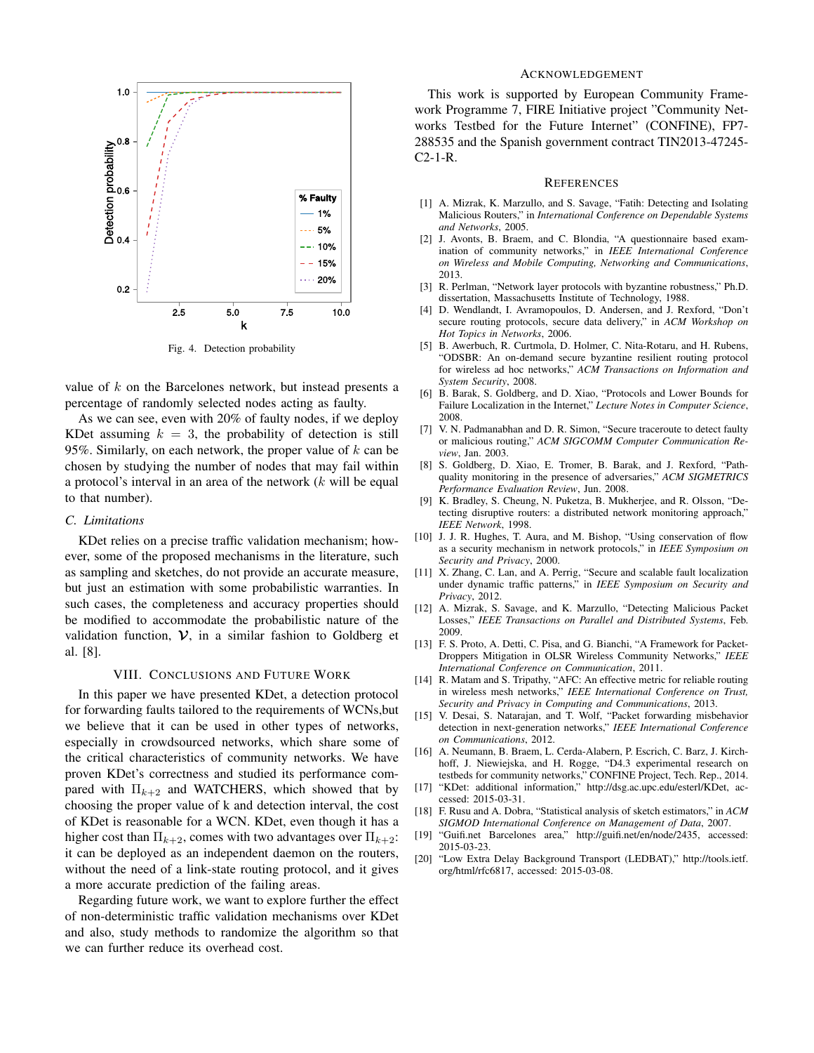1.0
0.8
0.6
0.4
0.2
Detection probability
2.5
5.0
7.5
10.0
k
% Faulty
1%
5%
10%
15%
20%

Fig. 4. Detection probability

value of $k$ on the Barcelones network, but instead presents a percentage of randomly selected nodes acting as faulty.

As we can see, even with 20% of faulty nodes, if we deploy KDet assuming $k = 3$, the probability of detection is still 95%. Similarly, on each network, the proper value of $k$ can be chosen by studying the number of nodes that may fail within a protocol's interval in an area of the network ($k$ will be equal to that number).

### C. Limitations

KDet relies on a precise traffic validation mechanism; however, some of the proposed mechanisms in the literature, such as sampling and sketches, do not provide an accurate measure, but just an estimation with some probabilistic warranties. In such cases, the completeness and accuracy properties should be modified to accommodate the probabilistic nature of the validation function, $\mathcal{V}$, in a similar fashion to Goldberg et al. [8].

## VIII. Conclusions and Future Work

In this paper we have presented KDet, a detection protocol for forwarding faults tailored to the requirements of WCNs,but we believe that it can be used in other types of networks, especially in crowdsourced networks, which share some of the critical characteristics of community networks. We have proven KDet's correctness and studied its performance compared with $\Pi_{k+2}$ and WATCHERS, which showed that by choosing the proper value of k and detection interval, the cost of KDet is reasonable for a WCN. KDet, even though it has a higher cost than $\Pi_{k+2}$, comes with two advantages over $\Pi_{k+2}$: it can be deployed as an independent daemon on the routers, without the need of a link-state routing protocol, and it gives a more accurate prediction of the failing areas.

Regarding future work, we want to explore further the effect of non-deterministic traffic validation mechanisms over KDet and also, study methods to randomize the algorithm so that we can further reduce its overhead cost.

## Acknowledgement

This work is supported by European Community Framework Programme 7, FIRE Initiative project "Community Networks Testbed for the Future Internet" (CONFINE), FP7-288535 and the Spanish government contract TIN2013-47245-C2-1-R.

## References

[1] A. Mizrak, K. Marzullo, and S. Savage, "Fatih: Detecting and Isolating Malicious Routers," in *International Conference on Dependable Systems and Networks*, 2005.

[2] J. Avonts, B. Braem, and C. Blondia, "A questionnaire based examination of community networks," in *IEEE International Conference on Wireless and Mobile Computing, Networking and Communications*, 2013.

[3] R. Perlman, "Network layer protocols with byzantine robustness," Ph.D. dissertation, Massachusetts Institute of Technology, 1988.

[4] D. Wendlandt, I. Avramopoulos, D. Andersen, and J. Rexford, "Don't secure routing protocols, secure data delivery," in *ACM Workshop on Hot Topics in Networks*, 2006.

[5] B. Awerbuch, R. Curtmola, D. Holmer, C. Nita-Rotaru, and H. Rubens, "ODSBR: An on-demand secure byzantine resilient routing protocol for wireless ad hoc networks," *ACM Transactions on Information and System Security*, 2008.

[6] B. Barak, S. Goldberg, and D. Xiao, "Protocols and Lower Bounds for Failure Localization in the Internet," *Lecture Notes in Computer Science*, 2008.

[7] V. N. Padmanabhan and D. R. Simon, "Secure traceroute to detect faulty or malicious routing," *ACM SIGCOMM Computer Communication Review*, Jan. 2003.

[8] S. Goldberg, D. Xiao, E. Tromer, B. Barak, and J. Rexford, "Path-quality monitoring in the presence of adversaries," *ACM SIGMETRICS Performance Evaluation Review*, Jun. 2008.

[9] K. Bradley, S. Cheung, N. Puketza, B. Mukherjee, and R. Olsson, "Detecting disruptive routers: a distributed network monitoring approach," *IEEE Network*, 1998.

[10] J. J. R. Hughes, T. Aura, and M. Bishop, "Using conservation of flow as a security mechanism in network protocols," in *IEEE Symposium on Security and Privacy*, 2000.

[11] X. Zhang, C. Lan, and A. Perrig, "Secure and scalable fault localization under dynamic traffic patterns," in *IEEE Symposium on Security and Privacy*, 2012.

[12] A. Mizrak, S. Savage, and K. Marzullo, "Detecting Malicious Packet Losses," *IEEE Transactions on Parallel and Distributed Systems*, Feb. 2009.

[13] F. S. Proto, A. Detti, C. Pisa, and G. Bianchi, "A Framework for Packet-Droppers Mitigation in OLSR Wireless Community Networks," *IEEE International Conference on Communication*, 2011.

[14] R. Matam and S. Tripathy, "AFC: An effective metric for reliable routing in wireless mesh networks," *IEEE International Conference on Trust, Security and Privacy in Computing and Communications*, 2013.

[15] V. Desai, S. Natarajan, and T. Wolf, "Packet forwarding misbehavior detection in next-generation networks," *IEEE International Conference on Communications*, 2012.

[16] A. Neumann, B. Braem, L. Cerda-Alabern, P. Escrich, C. Barz, J. Kirchhoff, J. Niewiejska, and H. Rogge, "D4.3 experimental research on testbeds for community networks," CONFINE Project, Tech. Rep., 2014.

[17] "KDet: additional information," http://dsg.ac.upc.edu/esterl/KDet, accessed: 2015-03-31.

[18] F. Rusu and A. Dobra, "Statistical analysis of sketch estimators," in *ACM SIGMOD International Conference on Management of Data*, 2007.

[19] "Guifi.net Barcelones area," http://guifi.net/en/node/2435, accessed: 2015-03-23.

[20] "Low Extra Delay Background Transport (LEDBAT)," http://tools.ietf.org/html/rfc6817, accessed: 2015-03-08.